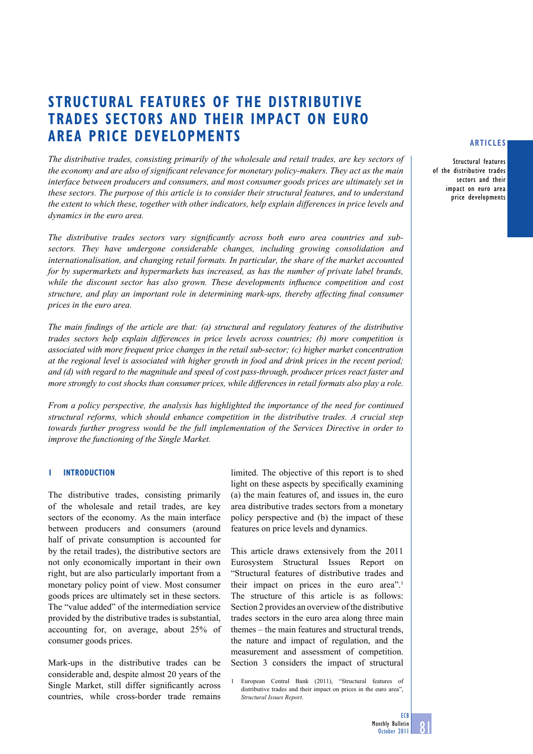# STRUCTURAL FEATURES OF THE DISTRIBUTIVE TRADES SECTORS AND THEIR IMPACT ON EURO AREA PRICE DEVELOPMENTS

*The distributive trades, consisting primarily of the wholesale and retail trades, are key sectors of the economy and are also of significant relevance for monetary policy-makers. They act as the main interface between producers and consumers, and most consumer goods prices are ultimately set in these sectors. The purpose of this article is to consider their structural features, and to understand the extent to which these, together with other indicators, help explain differences in price levels and dynamics in the euro area.*

*The distributive trades sectors vary significantly across both euro area countries and sub-sectors. They have undergone considerable changes, including growing consolidation and internationalisation, and changing retail formats. In particular, the share of the market accounted for by supermarkets and hypermarkets has increased, as has the number of private label brands, while the discount sector has also grown. These developments influence competition and cost structure, and play an important role in determining mark-ups, thereby affecting final consumer prices in the euro area.*

*The main findings of the article are that: (a) structural and regulatory features of the distributive trades sectors help explain differences in price levels across countries; (b) more competition is associated with more frequent price changes in the retail sub-sector; (c) higher market concentration at the regional level is associated with higher growth in food and drink prices in the recent period; and (d) with regard to the magnitude and speed of cost pass-through, producer prices react faster and more strongly to cost shocks than consumer prices, while differences in retail formats also play a role.*

*From a policy perspective, the analysis has highlighted the importance of the need for continued structural reforms, which should enhance competition in the distributive trades. A crucial step towards further progress would be the full implementation of the Services Directive in order to improve the functioning of the Single Market.*

## 1 INTRODUCTION

The distributive trades, consisting primarily of the wholesale and retail trades, are key sectors of the economy. As the main interface between producers and consumers (around half of private consumption is accounted for by the retail trades), the distributive sectors are not only economically important in their own right, but are also particularly important from a monetary policy point of view. Most consumer goods prices are ultimately set in these sectors. The "value added" of the intermediation service provided by the distributive trades is substantial, accounting for, on average, about 25% of consumer goods prices.

Mark-ups in the distributive trades can be considerable and, despite almost 20 years of the Single Market, still differ significantly across countries, while cross-border trade remains limited. The objective of this report is to shed light on these aspects by specifically examining (a) the main features of, and issues in, the euro area distributive trades sectors from a monetary policy perspective and (b) the impact of these features on price levels and dynamics.

This article draws extensively from the 2011 Eurosystem Structural Issues Report on "Structural features of distributive trades and their impact on prices in the euro area".[1] The structure of this article is as follows: Section 2 provides an overview of the distributive trades sectors in the euro area along three main themes – the main features and structural trends, the nature and impact of regulation, and the measurement and assessment of competition. Section 3 considers the impact of structural

1 European Central Bank (2011), "Structural features of distributive trades and their impact on prices in the euro area", *Structural Issues Report*.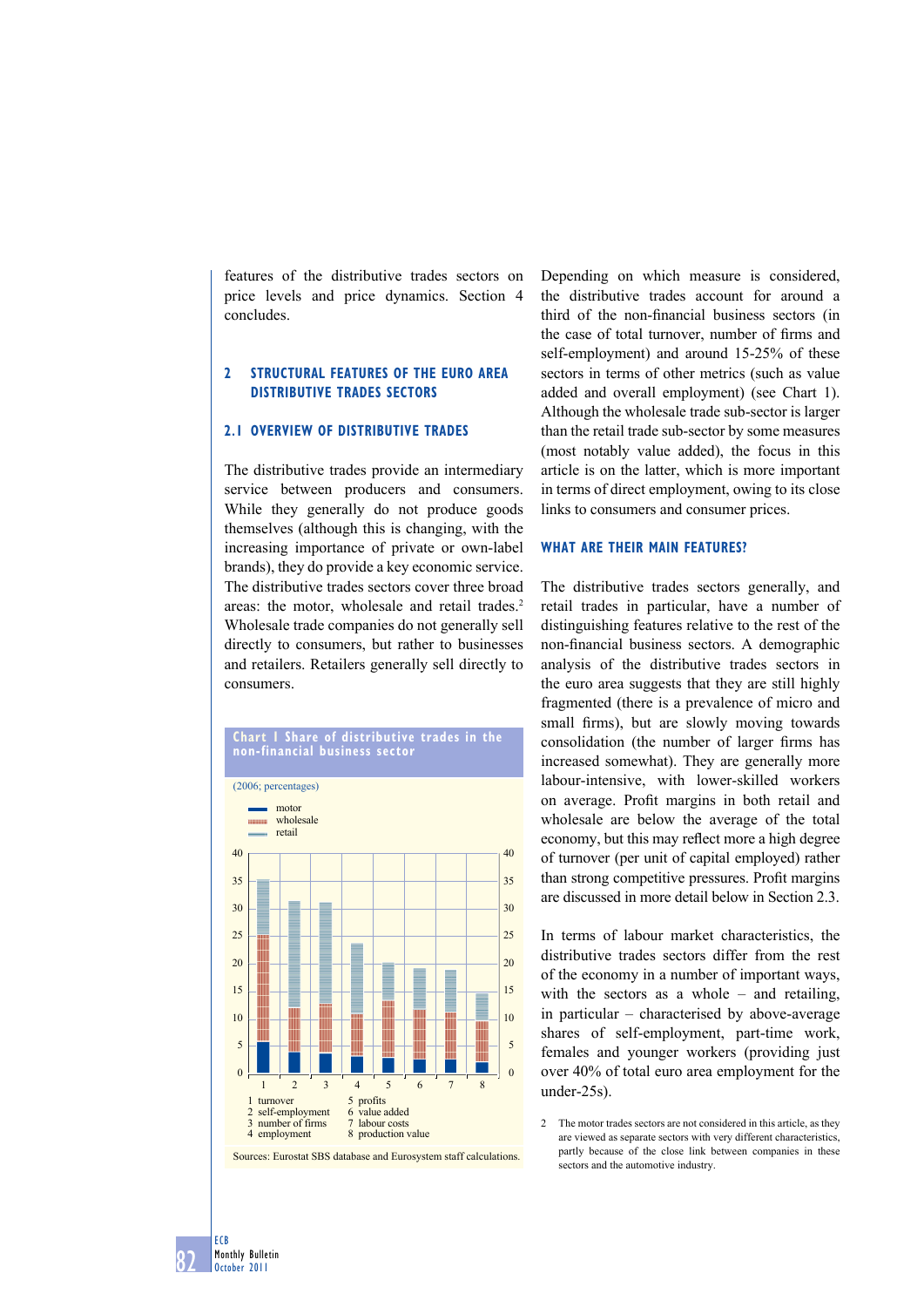features of the distributive trades sectors on price levels and price dynamics. Section 4 concludes.

## 2 STRUCTURAL FEATURES OF THE EURO AREA DISTRIBUTIVE TRADES SECTORS

### 2.1 OVERVIEW OF DISTRIBUTIVE TRADES

The distributive trades provide an intermediary service between producers and consumers. While they generally do not produce goods themselves (although this is changing, with the increasing importance of private or own-label brands), they do provide a key economic service. The distributive trades sectors cover three broad areas: the motor, wholesale and retail trades.[2] Wholesale trade companies do not generally sell directly to consumers, but rather to businesses and retailers. Retailers generally sell directly to consumers.

**Chart 1 Share of distributive trades in the non-financial business sector**

(2006; percentages)

- motor
- wholesale
- retail

1 turnover
2 self-employment
3 number of firms
4 employment
5 profits
6 value added
7 labour costs
8 production value

Sources: Eurostat SBS database and Eurosystem staff calculations.

Depending on which measure is considered, the distributive trades account for around a third of the non-financial business sectors (in the case of total turnover, number of firms and self-employment) and around 15-25% of these sectors in terms of other metrics (such as value added and overall employment) (see Chart 1). Although the wholesale trade sub-sector is larger than the retail trade sub-sector by some measures (most notably value added), the focus in this article is on the latter, which is more important in terms of direct employment, owing to its close links to consumers and consumer prices.

#### WHAT ARE THEIR MAIN FEATURES?

The distributive trades sectors generally, and retail trades in particular, have a number of distinguishing features relative to the rest of the non-financial business sectors. A demographic analysis of the distributive trades sectors in the euro area suggests that they are still highly fragmented (there is a prevalence of micro and small firms), but are slowly moving towards consolidation (the number of larger firms has increased somewhat). They are generally more labour-intensive, with lower-skilled workers on average. Profit margins in both retail and wholesale are below the average of the total economy, but this may reflect more a high degree of turnover (per unit of capital employed) rather than strong competitive pressures. Profit margins are discussed in more detail below in Section 2.3.

In terms of labour market characteristics, the distributive trades sectors differ from the rest of the economy in a number of important ways, with the sectors as a whole – and retailing, in particular – characterised by above-average shares of self-employment, part-time work, females and younger workers (providing just over 40% of total euro area employment for the under-25s).

2 The motor trades sectors are not considered in this article, as they are viewed as separate sectors with very different characteristics, partly because of the close link between companies in these sectors and the automotive industry.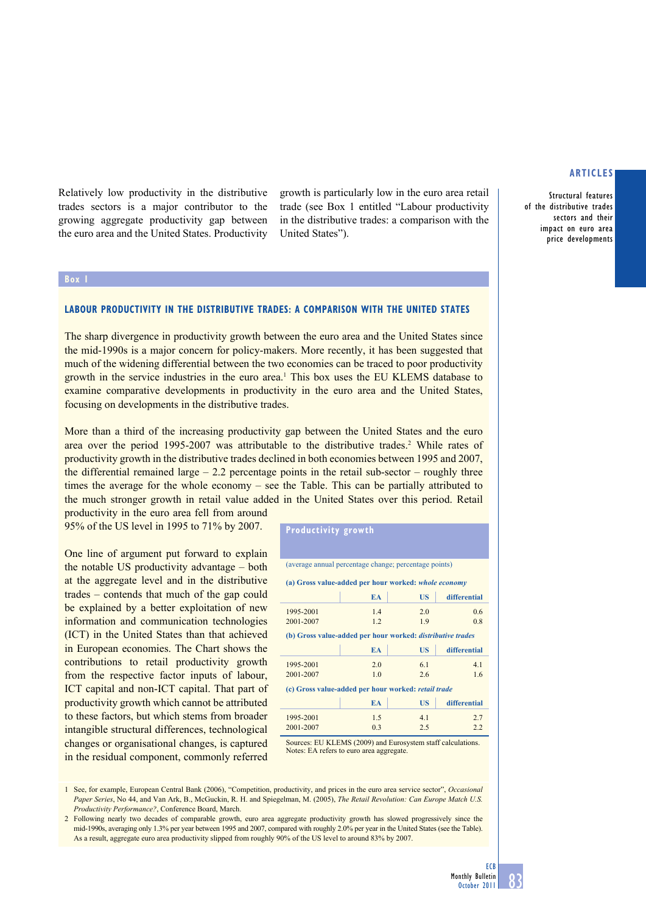Relatively low productivity in the distributive trades sectors is a major contributor to the growing aggregate productivity gap between the euro area and the United States. Productivity growth is particularly low in the euro area retail trade (see Box 1 entitled "Labour productivity in the distributive trades: a comparison with the United States").

## Box 1

### LABOUR PRODUCTIVITY IN THE DISTRIBUTIVE TRADES: A COMPARISON WITH THE UNITED STATES

The sharp divergence in productivity growth between the euro area and the United States since the mid-1990s is a major concern for policy-makers. More recently, it has been suggested that much of the widening differential between the two economies can be traced to poor productivity growth in the service industries in the euro area.[1] This box uses the EU KLEMS database to examine comparative developments in productivity in the euro area and the United States, focusing on developments in the distributive trades.

More than a third of the increasing productivity gap between the United States and the euro area over the period 1995-2007 was attributable to the distributive trades.[2] While rates of productivity growth in the distributive trades declined in both economies between 1995 and 2007, the differential remained large – 2.2 percentage points in the retail sub-sector – roughly three times the average for the whole economy – see the Table. This can be partially attributed to the much stronger growth in retail value added in the United States over this period. Retail productivity in the euro area fell from around 95% of the US level in 1995 to 71% by 2007.

One line of argument put forward to explain the notable US productivity advantage – both at the aggregate level and in the distributive trades – contends that much of the gap could be explained by a better exploitation of new information and communication technologies (ICT) in the United States than that achieved in European economies. The Chart shows the contributions to retail productivity growth from the respective factor inputs of labour, ICT capital and non-ICT capital. That part of productivity growth which cannot be attributed to these factors, but which stems from broader intangible structural differences, technological changes or organisational changes, is captured in the residual component, commonly referred

**Productivity growth**

(average annual percentage change; percentage points)

| | EA | US | differential |
|---|---|---|---|
| **(a) Gross value-added per hour worked: *whole economy*** | | | |
| 1995-2001 | 1.4 | 2.0 | 0.6 |
| 2001-2007 | 1.2 | 1.9 | 0.8 |
| **(b) Gross value-added per hour worked: *distributive trades*** | | | |
| 1995-2001 | 2.0 | 6.1 | 4.1 |
| 2001-2007 | 1.0 | 2.6 | 1.6 |
| **(c) Gross value-added per hour worked: *retail trade*** | | | |
| 1995-2001 | 1.5 | 4.1 | 2.7 |
| 2001-2007 | 0.3 | 2.5 | 2.2 |

Sources: EU KLEMS (2009) and Eurosystem staff calculations.
Notes: EA refers to euro area aggregate.

1 See, for example, European Central Bank (2006), "Competition, productivity, and prices in the euro area service sector", *Occasional Paper Series*, No 44, and Van Ark, B., McGuckin, R. H. and Spiegelman, M. (2005), *The Retail Revolution: Can Europe Match U.S. Productivity Performance?*, Conference Board, March.

2 Following nearly two decades of comparable growth, euro area aggregate productivity growth has slowed progressively since the mid-1990s, averaging only 1.3% per year between 1995 and 2007, compared with roughly 2.0% per year in the United States (see the Table). As a result, aggregate euro area productivity slipped from roughly 90% of the US level to around 83% by 2007.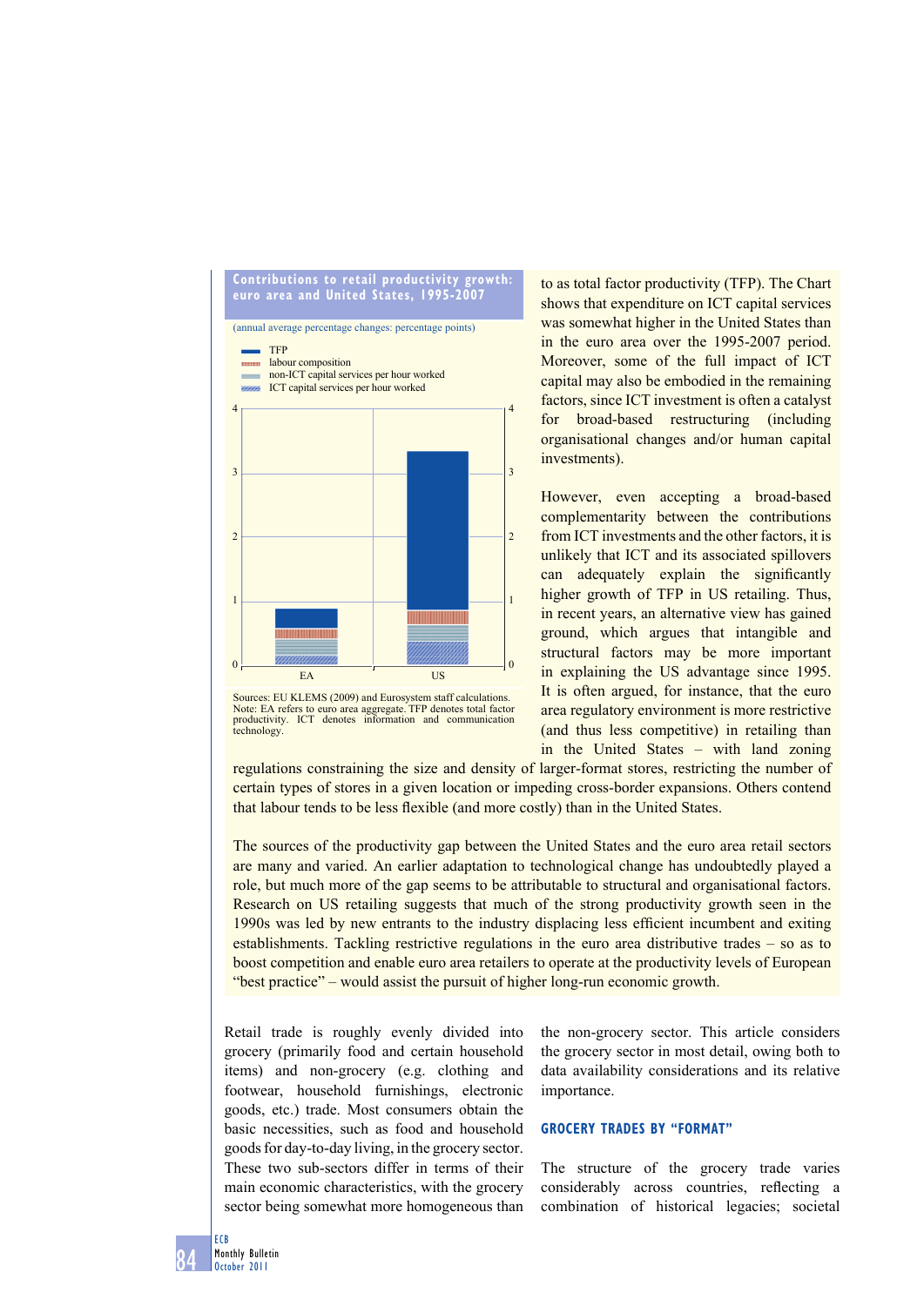**Contributions to retail productivity growth: euro area and United States, 1995-2007**

(annual average percentage changes: percentage points)

- TFP
- labour composition
- non-ICT capital services per hour worked
- ICT capital services per hour worked

Sources: EU KLEMS (2009) and Eurosystem staff calculations.
Note: EA refers to euro area aggregate. TFP denotes total factor productivity. ICT denotes information and communication technology.

to as total factor productivity (TFP). The Chart shows that expenditure on ICT capital services was somewhat higher in the United States than in the euro area over the 1995-2007 period. Moreover, some of the full impact of ICT capital may also be embodied in the remaining factors, since ICT investment is often a catalyst for broad-based restructuring (including organisational changes and/or human capital investments).

However, even accepting a broad-based complementarity between the contributions from ICT investments and the other factors, it is unlikely that ICT and its associated spillovers can adequately explain the significantly higher growth of TFP in US retailing. Thus, in recent years, an alternative view has gained ground, which argues that intangible and structural factors may be more important in explaining the US advantage since 1995. It is often argued, for instance, that the euro area regulatory environment is more restrictive (and thus less competitive) in retailing than in the United States – with land zoning regulations constraining the size and density of larger-format stores, restricting the number of certain types of stores in a given location or impeding cross-border expansions. Others contend that labour tends to be less flexible (and more costly) than in the United States.

The sources of the productivity gap between the United States and the euro area retail sectors are many and varied. An earlier adaptation to technological change has undoubtedly played a role, but much more of the gap seems to be attributable to structural and organisational factors. Research on US retailing suggests that much of the strong productivity growth seen in the 1990s was led by new entrants to the industry displacing less efficient incumbent and exiting establishments. Tackling restrictive regulations in the euro area distributive trades – so as to boost competition and enable euro area retailers to operate at the productivity levels of European "best practice" – would assist the pursuit of higher long-run economic growth.

Retail trade is roughly evenly divided into grocery (primarily food and certain household items) and non-grocery (e.g. clothing and footwear, household furnishings, electronic goods, etc.) trade. Most consumers obtain the basic necessities, such as food and household goods for day-to-day living, in the grocery sector. These two sub-sectors differ in terms of their main economic characteristics, with the grocery sector being somewhat more homogeneous than the non-grocery sector. This article considers the grocery sector in most detail, owing both to data availability considerations and its relative importance.

## GROCERY TRADES BY "FORMAT"

The structure of the grocery trade varies considerably across countries, reflecting a combination of historical legacies; societal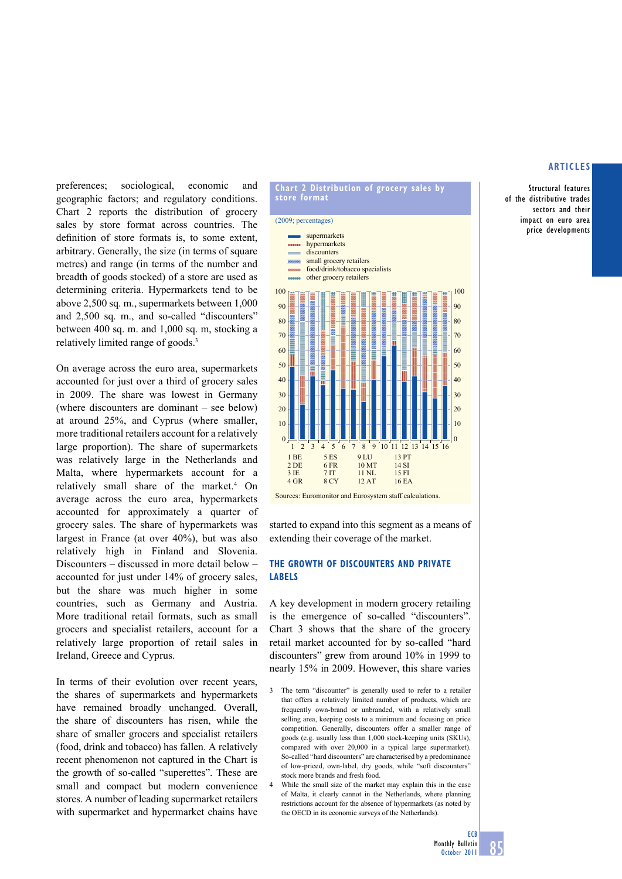preferences; sociological, economic and geographic factors; and regulatory conditions. Chart 2 reports the distribution of grocery sales by store format across countries. The definition of store formats is, to some extent, arbitrary. Generally, the size (in terms of square metres) and range (in terms of the number and breadth of goods stocked) of a store are used as determining criteria. Hypermarkets tend to be above 2,500 sq. m., supermarkets between 1,000 and 2,500 sq. m., and so-called "discounters" between 400 sq. m. and 1,000 sq. m, stocking a relatively limited range of goods.[3]

On average across the euro area, supermarkets accounted for just over a third of grocery sales in 2009. The share was lowest in Germany (where discounters are dominant – see below) at around 25%, and Cyprus (where smaller, more traditional retailers account for a relatively large proportion). The share of supermarkets was relatively large in the Netherlands and Malta, where hypermarkets account for a relatively small share of the market.[4] On average across the euro area, hypermarkets accounted for approximately a quarter of grocery sales. The share of hypermarkets was largest in France (at over 40%), but was also relatively high in Finland and Slovenia. Discounters – discussed in more detail below – accounted for just under 14% of grocery sales, but the share was much higher in some countries, such as Germany and Austria. More traditional retail formats, such as small grocers and specialist retailers, account for a relatively large proportion of retail sales in Ireland, Greece and Cyprus.

In terms of their evolution over recent years, the shares of supermarkets and hypermarkets have remained broadly unchanged. Overall, the share of discounters has risen, while the share of smaller grocers and specialist retailers (food, drink and tobacco) has fallen. A relatively recent phenomenon not captured in the Chart is the growth of so-called "superettes". These are small and compact but modern convenience stores. A number of leading supermarket retailers with supermarket and hypermarket chains have started to expand into this segment as a means of extending their coverage of the market.

**Chart 2 Distribution of grocery sales by store format**

(2009; percentages)

- supermarkets
- hypermarkets
- discounters
- small grocery retailers
- food/drink/tobacco specialists
- other grocery retailers

1 BE, 2 DE, 3 IE, 4 GR, 5 ES, 6 FR, 7 IT, 8 CY, 9 LU, 10 MT, 11 NL, 12 AT, 13 PT, 14 SI, 15 FI, 16 EA

Sources: Euromonitor and Eurosystem staff calculations.

## THE GROWTH OF DISCOUNTERS AND PRIVATE LABELS

A key development in modern grocery retailing is the emergence of so-called "discounters". Chart 3 shows that the share of the grocery retail market accounted for by so-called "hard discounters" grew from around 10% in 1999 to nearly 15% in 2009. However, this share varies

3 The term "discounter" is generally used to refer to a retailer that offers a relatively limited number of products, which are frequently own-brand or unbranded, with a relatively small selling area, keeping costs to a minimum and focusing on price competition. Generally, discounters offer a smaller range of goods (e.g. usually less than 1,000 stock-keeping units (SKUs), compared with over 20,000 in a typical large supermarket). So-called "hard discounters" are characterised by a predominance of low-priced, own-label, dry goods, while "soft discounters" stock more brands and fresh food.

4 While the small size of the market may explain this in the case of Malta, it clearly cannot in the Netherlands, where planning restrictions account for the absence of hypermarkets (as noted by the OECD in its economic surveys of the Netherlands).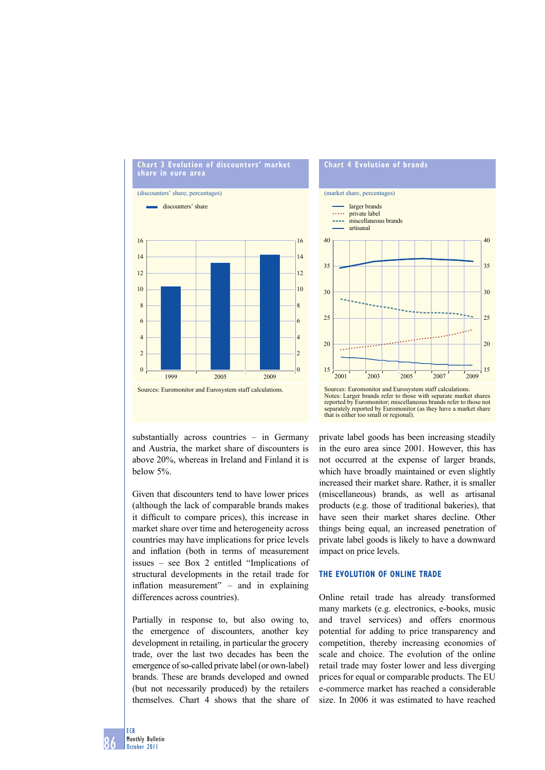**Chart 3 Evolution of discounters' market share in euro area**

(discounters' share; percentages)

Sources: Euromonitor and Eurosystem staff calculations.

**Chart 4 Evolution of brands**

(market share, percentages)

Sources: Euromonitor and Eurosystem staff calculations.
Notes: Larger brands refer to those with separate market shares reported by Euromonitor; miscellaneous brands refer to those not separately reported by Euromonitor (as they have a market share that is either too small or regional).

substantially across countries – in Germany and Austria, the market share of discounters is above 20%, whereas in Ireland and Finland it is below 5%.

Given that discounters tend to have lower prices (although the lack of comparable brands makes it difficult to compare prices), this increase in market share over time and heterogeneity across countries may have implications for price levels and inflation (both in terms of measurement issues – see Box 2 entitled "Implications of structural developments in the retail trade for inflation measurement" – and in explaining differences across countries).

Partially in response to, but also owing to, the emergence of discounters, another key development in retailing, in particular the grocery trade, over the last two decades has been the emergence of so-called private label (or own-label) brands. These are brands developed and owned (but not necessarily produced) by the retailers themselves. Chart 4 shows that the share of private label goods has been increasing steadily in the euro area since 2001. However, this has not occurred at the expense of larger brands, which have broadly maintained or even slightly increased their market share. Rather, it is smaller (miscellaneous) brands, as well as artisanal products (e.g. those of traditional bakeries), that have seen their market shares decline. Other things being equal, an increased penetration of private label goods is likely to have a downward impact on price levels.

## THE EVOLUTION OF ONLINE TRADE

Online retail trade has already transformed many markets (e.g. electronics, e-books, music and travel services) and offers enormous potential for adding to price transparency and competition, thereby increasing economies of scale and choice. The evolution of the online retail trade may foster lower and less diverging prices for equal or comparable products. The EU e-commerce market has reached a considerable size. In 2006 it was estimated to have reached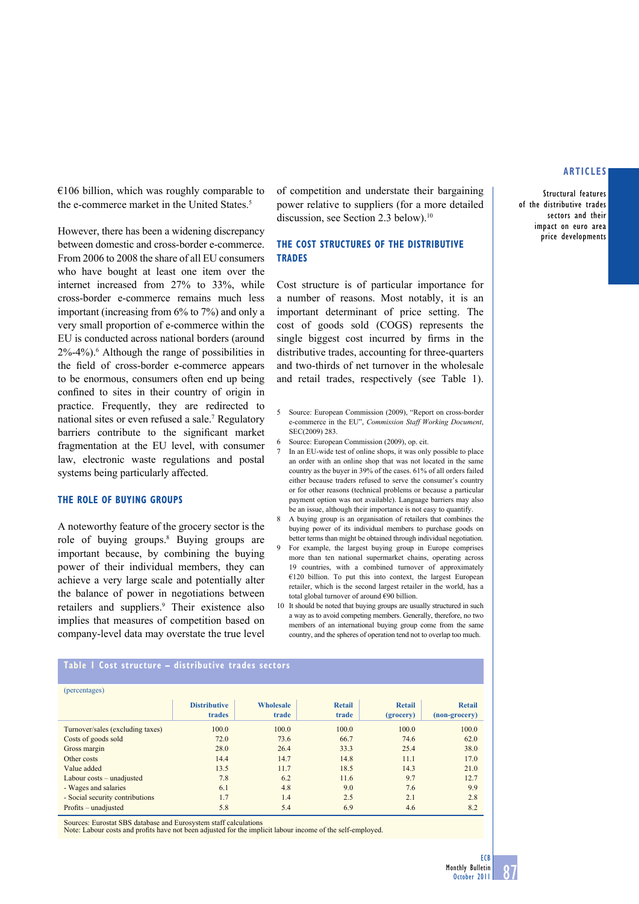€106 billion, which was roughly comparable to the e-commerce market in the United States.[5]

However, there has been a widening discrepancy between domestic and cross-border e-commerce. From 2006 to 2008 the share of all EU consumers who have bought at least one item over the internet increased from 27% to 33%, while cross-border e-commerce remains much less important (increasing from 6% to 7%) and only a very small proportion of e-commerce within the EU is conducted across national borders (around 2%-4%).[6] Although the range of possibilities in the field of cross-border e-commerce appears to be enormous, consumers often end up being confined to sites in their country of origin in practice. Frequently, they are redirected to national sites or even refused a sale.[7] Regulatory barriers contribute to the significant market fragmentation at the EU level, with consumer law, electronic waste regulations and postal systems being particularly affected.

### THE ROLE OF BUYING GROUPS

A noteworthy feature of the grocery sector is the role of buying groups.[8] Buying groups are important because, by combining the buying power of their individual members, they can achieve a very large scale and potentially alter the balance of power in negotiations between retailers and suppliers.[9] Their existence also implies that measures of competition based on company-level data may overstate the true level of competition and understate their bargaining power relative to suppliers (for a more detailed discussion, see Section 2.3 below).[10]

### THE COST STRUCTURES OF THE DISTRIBUTIVE TRADES

Cost structure is of particular importance for a number of reasons. Most notably, it is an important determinant of price setting. The cost of goods sold (COGS) represents the single biggest cost incurred by firms in the distributive trades, accounting for three-quarters and two-thirds of net turnover in the wholesale and retail trades, respectively (see Table 1).

5 Source: European Commission (2009), "Report on cross-border e-commerce in the EU", *Commission Staff Working Document*, SEC(2009) 283.

6 Source: European Commission (2009), op. cit.

7 In an EU-wide test of online shops, it was only possible to place an order with an online shop that was not located in the same country as the buyer in 39% of the cases. 61% of all orders failed either because traders refused to serve the consumer's country or for other reasons (technical problems or because a particular payment option was not available). Language barriers may also be an issue, although their importance is not easy to quantify.

8 A buying group is an organisation of retailers that combines the buying power of its individual members to purchase goods on better terms than might be obtained through individual negotiation.

9 For example, the largest buying group in Europe comprises more than ten national supermarket chains, operating across 19 countries, with a combined turnover of approximately €120 billion. To put this into context, the largest European retailer, which is the second largest retailer in the world, has a total global turnover of around €90 billion.

10 It should be noted that buying groups are usually structured in such a way as to avoid competing members. Generally, therefore, no two members of an international buying group come from the same country, and the spheres of operation tend not to overlap too much.

**Table 1 Cost structure – distributive trades sectors**

(percentages)

| | Distributive trades | Wholesale trade | Retail trade | Retail (grocery) | Retail (non-grocery) |
|---|---|---|---|---|---|
| Turnover/sales (excluding taxes) | 100.0 | 100.0 | 100.0 | 100.0 | 100.0 |
| Costs of goods sold | 72.0 | 73.6 | 66.7 | 74.6 | 62.0 |
| Gross margin | 28.0 | 26.4 | 33.3 | 25.4 | 38.0 |
| Other costs | 14.4 | 14.7 | 14.8 | 11.1 | 17.0 |
| Value added | 13.5 | 11.7 | 18.5 | 14.3 | 21.0 |
| Labour costs – unadjusted | 7.8 | 6.2 | 11.6 | 9.7 | 12.7 |
| - Wages and salaries | 6.1 | 4.8 | 9.0 | 7.6 | 9.9 |
| - Social security contributions | 1.7 | 1.4 | 2.5 | 2.1 | 2.8 |
| Profits – unadjusted | 5.8 | 5.4 | 6.9 | 4.6 | 8.2 |

Sources: Eurostat SBS database and Eurosystem staff calculations
Note: Labour costs and profits have not been adjusted for the implicit labour income of the self-employed.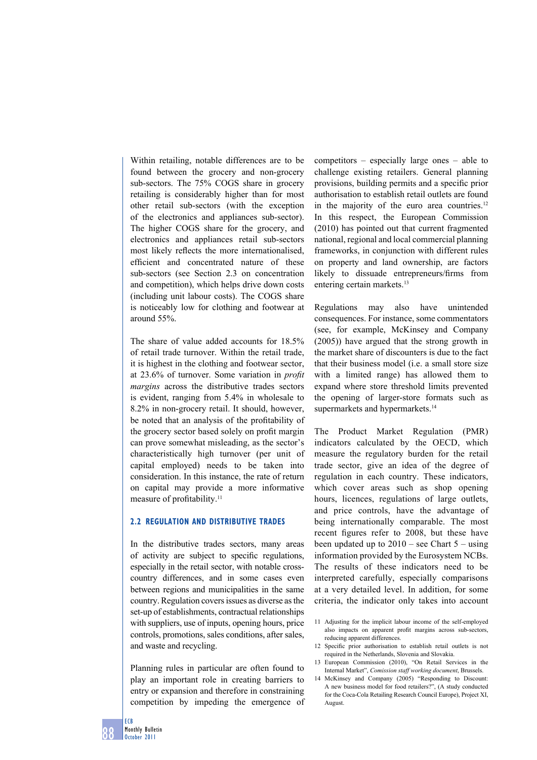Within retailing, notable differences are to be found between the grocery and non-grocery sub-sectors. The 75% COGS share in grocery retailing is considerably higher than for most other retail sub-sectors (with the exception of the electronics and appliances sub-sector). The higher COGS share for the grocery, and electronics and appliances retail sub-sectors most likely reflects the more internationalised, efficient and concentrated nature of these sub-sectors (see Section 2.3 on concentration and competition), which helps drive down costs (including unit labour costs). The COGS share is noticeably low for clothing and footwear at around 55%.

The share of value added accounts for 18.5% of retail trade turnover. Within the retail trade, it is highest in the clothing and footwear sector, at 23.6% of turnover. Some variation in *profit margins* across the distributive trades sectors is evident, ranging from 5.4% in wholesale to 8.2% in non-grocery retail. It should, however, be noted that an analysis of the profitability of the grocery sector based solely on profit margin can prove somewhat misleading, as the sector's characteristically high turnover (per unit of capital employed) needs to be taken into consideration. In this instance, the rate of return on capital may provide a more informative measure of profitability.[11]

### 2.2 REGULATION AND DISTRIBUTIVE TRADES

In the distributive trades sectors, many areas of activity are subject to specific regulations, especially in the retail sector, with notable cross-country differences, and in some cases even between regions and municipalities in the same country. Regulation covers issues as diverse as the set-up of establishments, contractual relationships with suppliers, use of inputs, opening hours, price controls, promotions, sales conditions, after sales, and waste and recycling.

Planning rules in particular are often found to play an important role in creating barriers to entry or expansion and therefore in constraining competition by impeding the emergence of competitors – especially large ones – able to challenge existing retailers. General planning provisions, building permits and a specific prior authorisation to establish retail outlets are found in the majority of the euro area countries.[12] In this respect, the European Commission (2010) has pointed out that current fragmented national, regional and local commercial planning frameworks, in conjunction with different rules on property and land ownership, are factors likely to dissuade entrepreneurs/firms from entering certain markets.[13]

Regulations may also have unintended consequences. For instance, some commentators (see, for example, McKinsey and Company (2005)) have argued that the strong growth in the market share of discounters is due to the fact that their business model (i.e. a small store size with a limited range) has allowed them to expand where store threshold limits prevented the opening of larger-store formats such as supermarkets and hypermarkets.[14]

The Product Market Regulation (PMR) indicators calculated by the OECD, which measure the regulatory burden for the retail trade sector, give an idea of the degree of regulation in each country. These indicators, which cover areas such as shop opening hours, licences, regulations of large outlets, and price controls, have the advantage of being internationally comparable. The most recent figures refer to 2008, but these have been updated up to 2010 – see Chart 5 – using information provided by the Eurosystem NCBs. The results of these indicators need to be interpreted carefully, especially comparisons at a very detailed level. In addition, for some criteria, the indicator only takes into account

11 Adjusting for the implicit labour income of the self-employed also impacts on apparent profit margins across sub-sectors, reducing apparent differences.

12 Specific prior authorisation to establish retail outlets is not required in the Netherlands, Slovenia and Slovakia.

13 European Commission (2010), "On Retail Services in the Internal Market", *Comission staff working document*, Brussels.

14 McKinsey and Company (2005) "Responding to Discount: A new business model for food retailers?", (A study conducted for the Coca-Cola Retailing Research Council Europe), Project XI, August.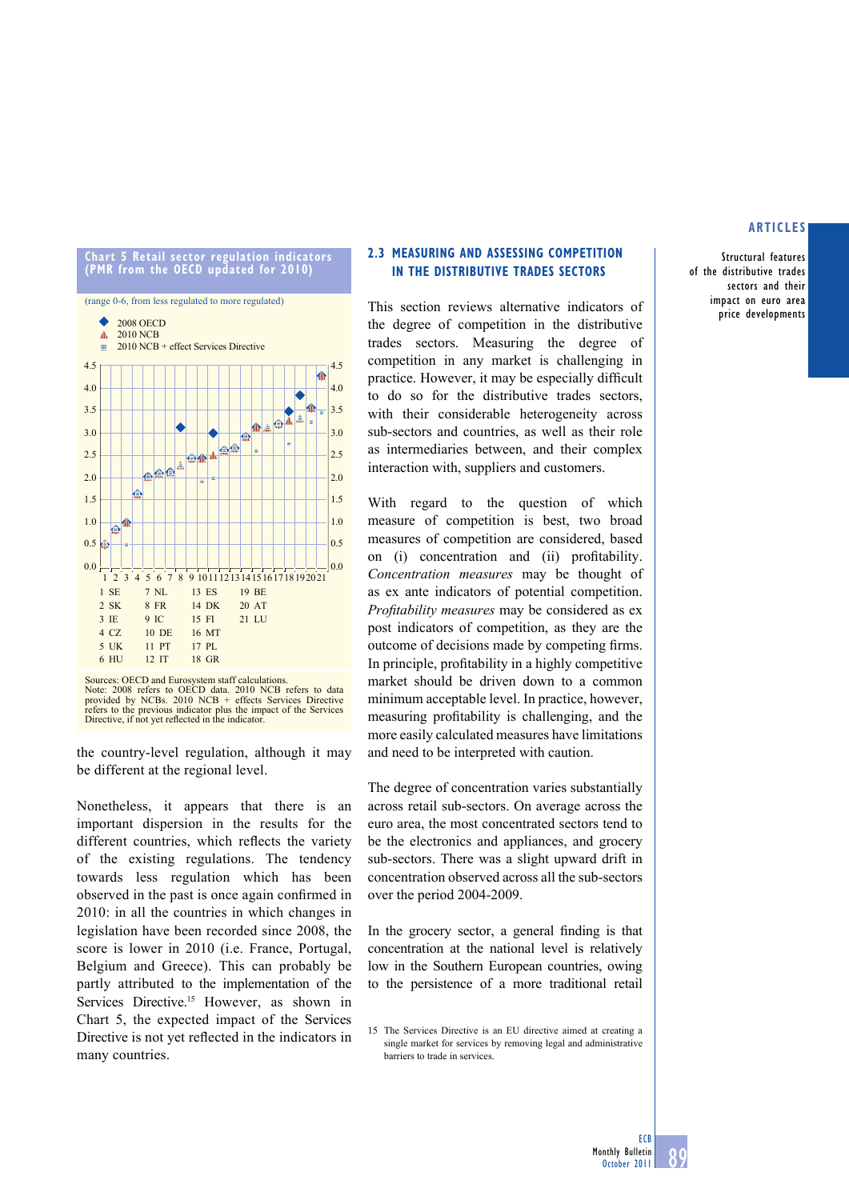**Chart 5 Retail sector regulation indicators (PMR from the OECD updated for 2010)**

(range 0-6, from less regulated to more regulated)

- 2008 OECD
- 2010 NCB
- 2010 NCB + effect Services Directive

| | | | |
|---|---|---|---|
| 1 SE | 7 NL | 13 ES | 19 BE |
| 2 SK | 8 FR | 14 DK | 20 AT |
| 3 IE | 9 IC | 15 FI | 21 LU |
| 4 CZ | 10 DE | 16 MT | |
| 5 UK | 11 PT | 17 PL | |
| 6 HU | 12 IT | 18 GR | |

Sources: OECD and Eurosystem staff calculations.
Note: 2008 refers to OECD data. 2010 NCB refers to data provided by NCBs. 2010 NCB + effects Services Directive refers to the previous indicator plus the impact of the Services Directive, if not yet reflected in the indicator.

the country-level regulation, although it may be different at the regional level.

Nonetheless, it appears that there is an important dispersion in the results for the different countries, which reflects the variety of the existing regulations. The tendency towards less regulation which has been observed in the past is once again confirmed in 2010: in all the countries in which changes in legislation have been recorded since 2008, the score is lower in 2010 (i.e. France, Portugal, Belgium and Greece). This can probably be partly attributed to the implementation of the Services Directive.[15] However, as shown in Chart 5, the expected impact of the Services Directive is not yet reflected in the indicators in many countries.

## 2.3 MEASURING AND ASSESSING COMPETITION IN THE DISTRIBUTIVE TRADES SECTORS

This section reviews alternative indicators of the degree of competition in the distributive trades sectors. Measuring the degree of competition in any market is challenging in practice. However, it may be especially difficult to do so for the distributive trades sectors, with their considerable heterogeneity across sub-sectors and countries, as well as their role as intermediaries between, and their complex interaction with, suppliers and customers.

With regard to the question of which measure of competition is best, two broad measures of competition are considered, based on (i) concentration and (ii) profitability. *Concentration measures* may be thought of as ex ante indicators of potential competition. *Profitability measures* may be considered as ex post indicators of competition, as they are the outcome of decisions made by competing firms. In principle, profitability in a highly competitive market should be driven down to a common minimum acceptable level. In practice, however, measuring profitability is challenging, and the more easily calculated measures have limitations and need to be interpreted with caution.

The degree of concentration varies substantially across retail sub-sectors. On average across the euro area, the most concentrated sectors tend to be the electronics and appliances, and grocery sub-sectors. There was a slight upward drift in concentration observed across all the sub-sectors over the period 2004-2009.

In the grocery sector, a general finding is that concentration at the national level is relatively low in the Southern European countries, owing to the persistence of a more traditional retail

15 The Services Directive is an EU directive aimed at creating a single market for services by removing legal and administrative barriers to trade in services.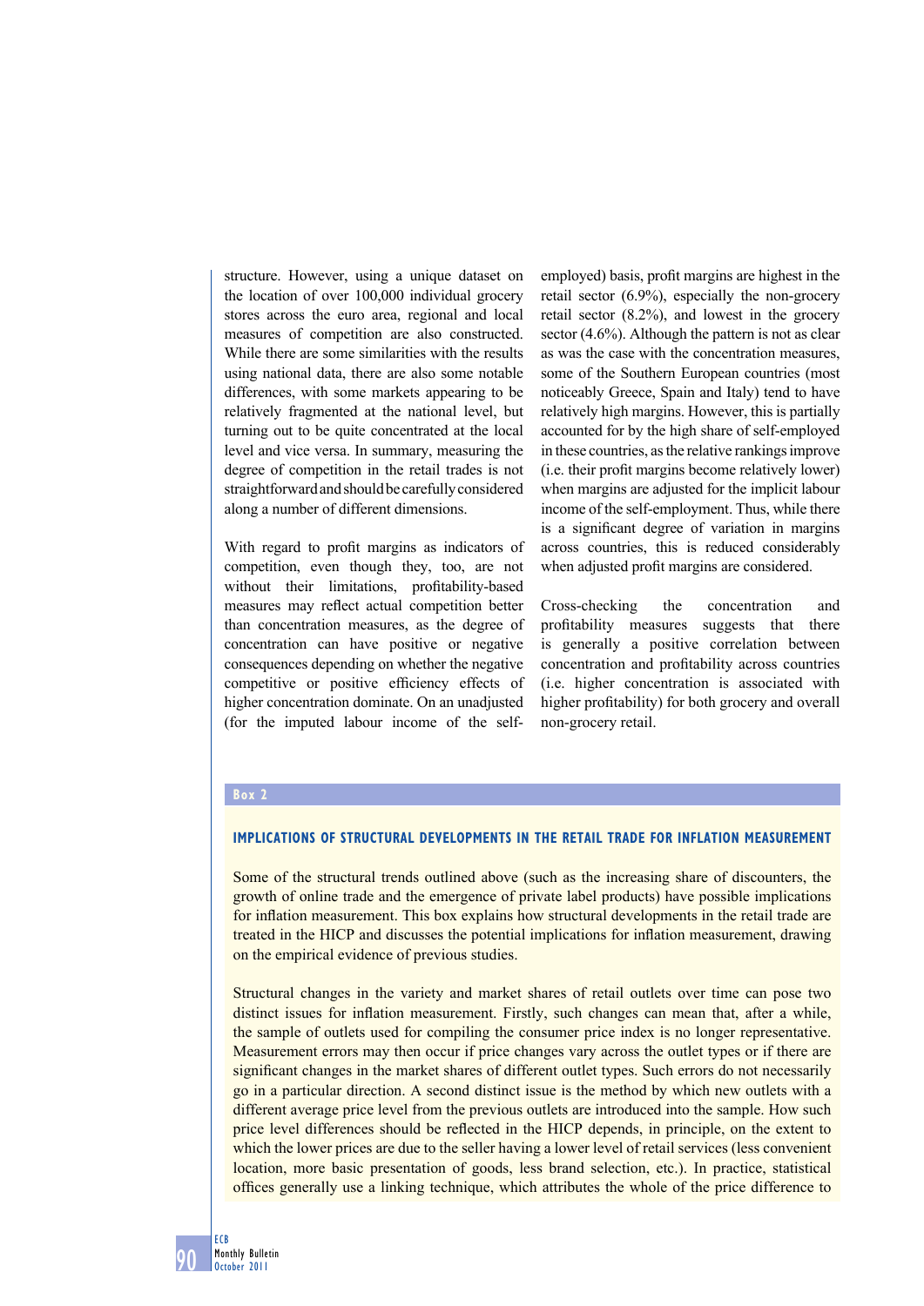structure. However, using a unique dataset on the location of over 100,000 individual grocery stores across the euro area, regional and local measures of competition are also constructed. While there are some similarities with the results using national data, there are also some notable differences, with some markets appearing to be relatively fragmented at the national level, but turning out to be quite concentrated at the local level and vice versa. In summary, measuring the degree of competition in the retail trades is not straightforward and should be carefully considered along a number of different dimensions.

With regard to profit margins as indicators of competition, even though they, too, are not without their limitations, profitability-based measures may reflect actual competition better than concentration measures, as the degree of concentration can have positive or negative consequences depending on whether the negative competitive or positive efficiency effects of higher concentration dominate. On an unadjusted (for the imputed labour income of the self-employed) basis, profit margins are highest in the retail sector (6.9%), especially the non-grocery retail sector (8.2%), and lowest in the grocery sector (4.6%). Although the pattern is not as clear as was the case with the concentration measures, some of the Southern European countries (most noticeably Greece, Spain and Italy) tend to have relatively high margins. However, this is partially accounted for by the high share of self-employed in these countries, as the relative rankings improve (i.e. their profit margins become relatively lower) when margins are adjusted for the implicit labour income of the self-employment. Thus, while there is a significant degree of variation in margins across countries, this is reduced considerably when adjusted profit margins are considered.

Cross-checking the concentration and profitability measures suggests that there is generally a positive correlation between concentration and profitability across countries (i.e. higher concentration is associated with higher profitability) for both grocery and overall non-grocery retail.

**Box 2**

## IMPLICATIONS OF STRUCTURAL DEVELOPMENTS IN THE RETAIL TRADE FOR INFLATION MEASUREMENT

Some of the structural trends outlined above (such as the increasing share of discounters, the growth of online trade and the emergence of private label products) have possible implications for inflation measurement. This box explains how structural developments in the retail trade are treated in the HICP and discusses the potential implications for inflation measurement, drawing on the empirical evidence of previous studies.

Structural changes in the variety and market shares of retail outlets over time can pose two distinct issues for inflation measurement. Firstly, such changes can mean that, after a while, the sample of outlets used for compiling the consumer price index is no longer representative. Measurement errors may then occur if price changes vary across the outlet types or if there are significant changes in the market shares of different outlet types. Such errors do not necessarily go in a particular direction. A second distinct issue is the method by which new outlets with a different average price level from the previous outlets are introduced into the sample. How such price level differences should be reflected in the HICP depends, in principle, on the extent to which the lower prices are due to the seller having a lower level of retail services (less convenient location, more basic presentation of goods, less brand selection, etc.). In practice, statistical offices generally use a linking technique, which attributes the whole of the price difference to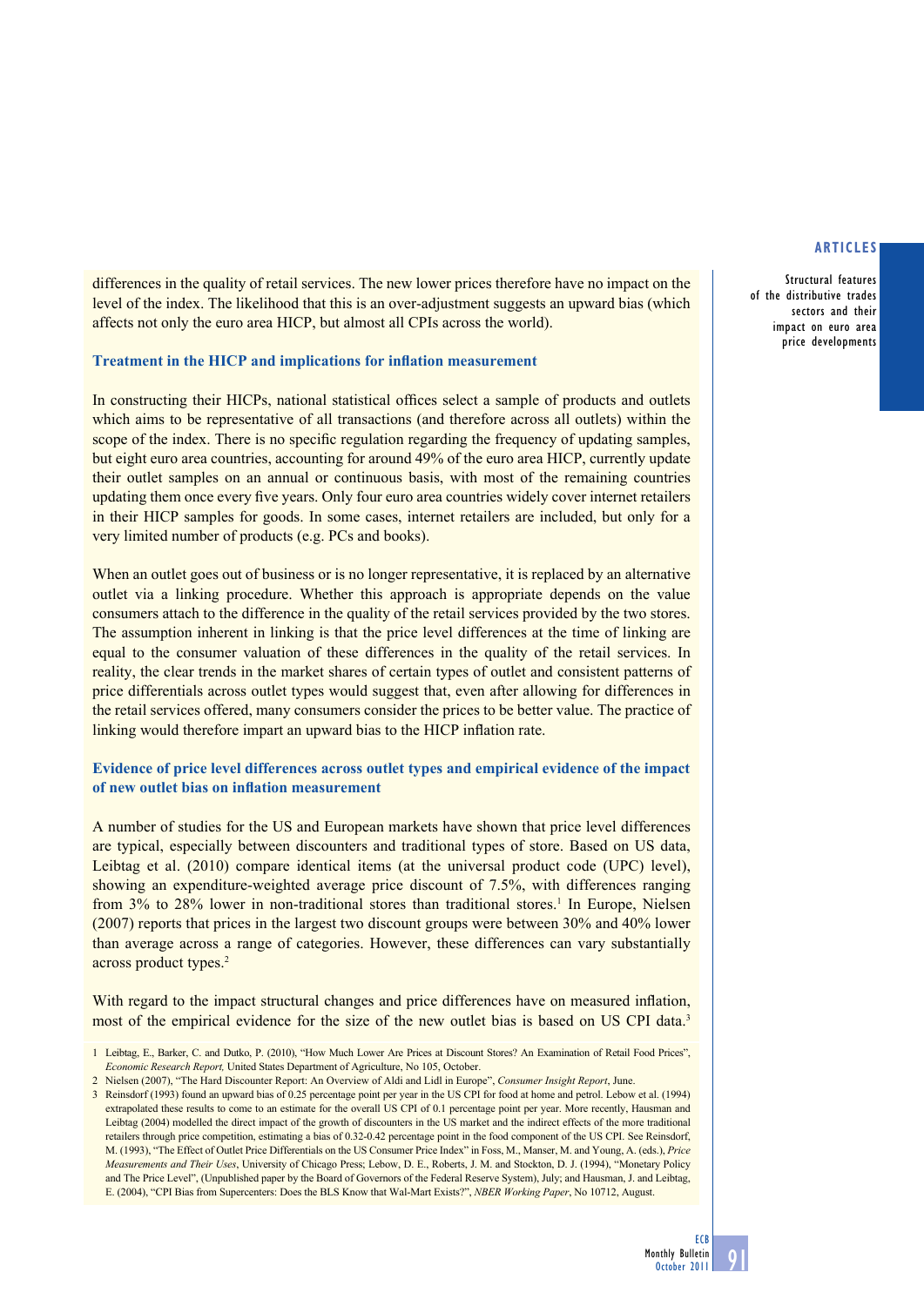differences in the quality of retail services. The new lower prices therefore have no impact on the level of the index. The likelihood that this is an over-adjustment suggests an upward bias (which affects not only the euro area HICP, but almost all CPIs across the world).

### Treatment in the HICP and implications for inflation measurement

In constructing their HICPs, national statistical offices select a sample of products and outlets which aims to be representative of all transactions (and therefore across all outlets) within the scope of the index. There is no specific regulation regarding the frequency of updating samples, but eight euro area countries, accounting for around 49% of the euro area HICP, currently update their outlet samples on an annual or continuous basis, with most of the remaining countries updating them once every five years. Only four euro area countries widely cover internet retailers in their HICP samples for goods. In some cases, internet retailers are included, but only for a very limited number of products (e.g. PCs and books).

When an outlet goes out of business or is no longer representative, it is replaced by an alternative outlet via a linking procedure. Whether this approach is appropriate depends on the value consumers attach to the difference in the quality of the retail services provided by the two stores. The assumption inherent in linking is that the price level differences at the time of linking are equal to the consumer valuation of these differences in the quality of the retail services. In reality, the clear trends in the market shares of certain types of outlet and consistent patterns of price differentials across outlet types would suggest that, even after allowing for differences in the retail services offered, many consumers consider the prices to be better value. The practice of linking would therefore impart an upward bias to the HICP inflation rate.

### Evidence of price level differences across outlet types and empirical evidence of the impact of new outlet bias on inflation measurement

A number of studies for the US and European markets have shown that price level differences are typical, especially between discounters and traditional types of store. Based on US data, Leibtag et al. (2010) compare identical items (at the universal product code (UPC) level), showing an expenditure-weighted average price discount of 7.5%, with differences ranging from 3% to 28% lower in non-traditional stores than traditional stores.[1] In Europe, Nielsen (2007) reports that prices in the largest two discount groups were between 30% and 40% lower than average across a range of categories. However, these differences can vary substantially across product types.[2]

With regard to the impact structural changes and price differences have on measured inflation, most of the empirical evidence for the size of the new outlet bias is based on US CPI data.[3]

1 Leibtag, E., Barker, C. and Dutko, P. (2010), "How Much Lower Are Prices at Discount Stores? An Examination of Retail Food Prices", *Economic Research Report,* United States Department of Agriculture, No 105, October.

2 Nielsen (2007), "The Hard Discounter Report: An Overview of Aldi and Lidl in Europe", *Consumer Insight Report*, June.

3 Reinsdorf (1993) found an upward bias of 0.25 percentage point per year in the US CPI for food at home and petrol. Lebow et al. (1994) extrapolated these results to come to an estimate for the overall US CPI of 0.1 percentage point per year. More recently, Hausman and Leibtag (2004) modelled the direct impact of the growth of discounters in the US market and the indirect effects of the more traditional retailers through price competition, estimating a bias of 0.32-0.42 percentage point in the food component of the US CPI. See Reinsdorf, M. (1993), "The Effect of Outlet Price Differentials on the US Consumer Price Index" in Foss, M., Manser, M. and Young, A. (eds.), *Price Measurements and Their Uses*, University of Chicago Press; Lebow, D. E., Roberts, J. M. and Stockton, D. J. (1994), "Monetary Policy and The Price Level", (Unpublished paper by the Board of Governors of the Federal Reserve System), July; and Hausman, J. and Leibtag, E. (2004), "CPI Bias from Supercenters: Does the BLS Know that Wal-Mart Exists?", *NBER Working Paper*, No 10712, August.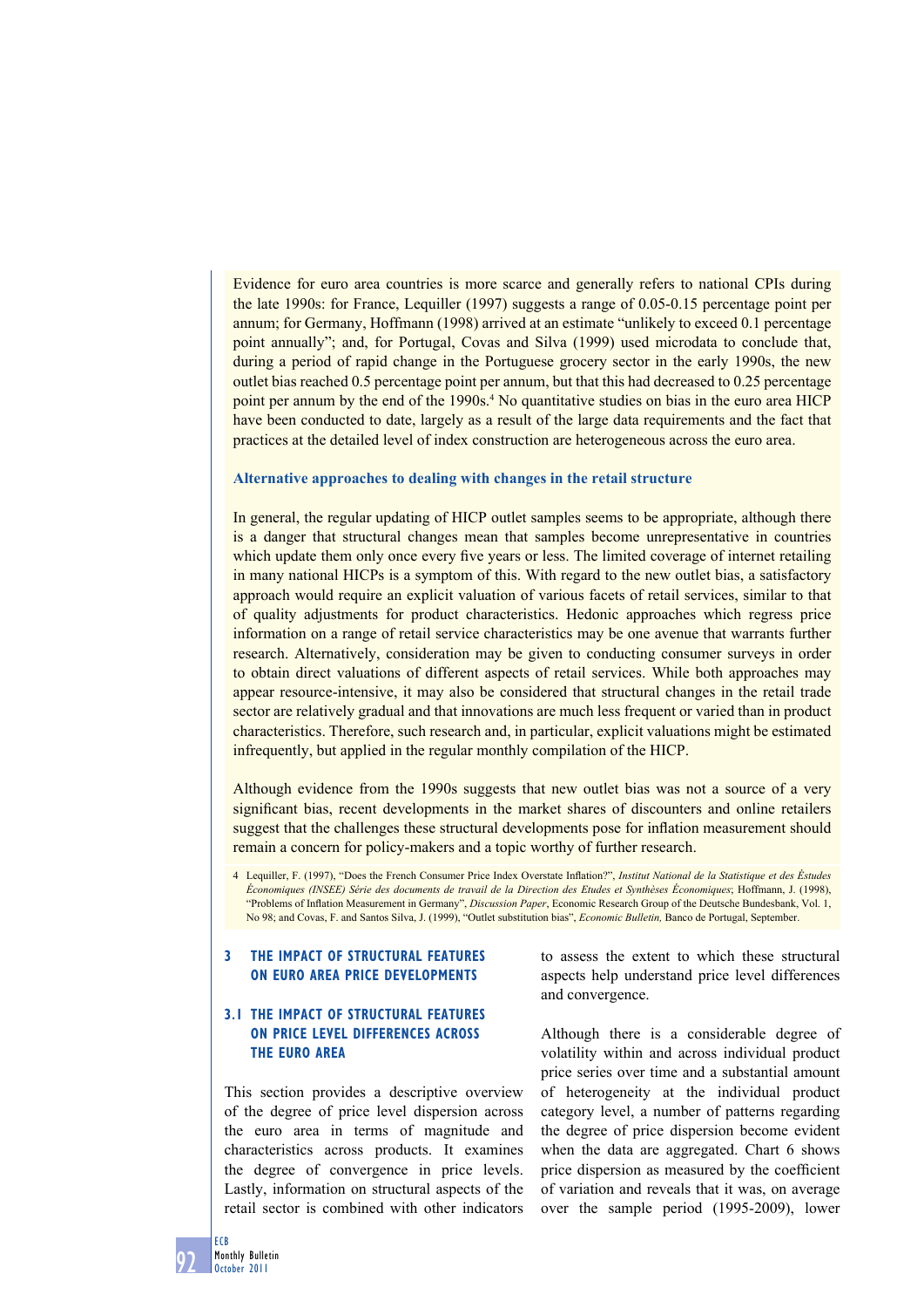Evidence for euro area countries is more scarce and generally refers to national CPIs during the late 1990s: for France, Lequiller (1997) suggests a range of 0.05-0.15 percentage point per annum; for Germany, Hoffmann (1998) arrived at an estimate "unlikely to exceed 0.1 percentage point annually"; and, for Portugal, Covas and Silva (1999) used microdata to conclude that, during a period of rapid change in the Portuguese grocery sector in the early 1990s, the new outlet bias reached 0.5 percentage point per annum, but that this had decreased to 0.25 percentage point per annum by the end of the 1990s.[4] No quantitative studies on bias in the euro area HICP have been conducted to date, largely as a result of the large data requirements and the fact that practices at the detailed level of index construction are heterogeneous across the euro area.

**Alternative approaches to dealing with changes in the retail structure**

In general, the regular updating of HICP outlet samples seems to be appropriate, although there is a danger that structural changes mean that samples become unrepresentative in countries which update them only once every five years or less. The limited coverage of internet retailing in many national HICPs is a symptom of this. With regard to the new outlet bias, a satisfactory approach would require an explicit valuation of various facets of retail services, similar to that of quality adjustments for product characteristics. Hedonic approaches which regress price information on a range of retail service characteristics may be one avenue that warrants further research. Alternatively, consideration may be given to conducting consumer surveys in order to obtain direct valuations of different aspects of retail services. While both approaches may appear resource-intensive, it may also be considered that structural changes in the retail trade sector are relatively gradual and that innovations are much less frequent or varied than in product characteristics. Therefore, such research and, in particular, explicit valuations might be estimated infrequently, but applied in the regular monthly compilation of the HICP.

Although evidence from the 1990s suggests that new outlet bias was not a source of a very significant bias, recent developments in the market shares of discounters and online retailers suggest that the challenges these structural developments pose for inflation measurement should remain a concern for policy-makers and a topic worthy of further research.

4 Lequiller, F. (1997), "Does the French Consumer Price Index Overstate Inflation?", *Institut National de la Statistique et des Éstudes Économiques (INSEE) Série des documents de travail de la Direction des Etudes et Synthèses Économiques*; Hoffmann, J. (1998), "Problems of Inflation Measurement in Germany", *Discussion Paper*, Economic Research Group of the Deutsche Bundesbank, Vol. 1, No 98; and Covas, F. and Santos Silva, J. (1999), "Outlet substitution bias", *Economic Bulletin,* Banco de Portugal, September.

## 3 THE IMPACT OF STRUCTURAL FEATURES ON EURO AREA PRICE DEVELOPMENTS

### 3.1 THE IMPACT OF STRUCTURAL FEATURES ON PRICE LEVEL DIFFERENCES ACROSS THE EURO AREA

This section provides a descriptive overview of the degree of price level dispersion across the euro area in terms of magnitude and characteristics across products. It examines the degree of convergence in price levels. Lastly, information on structural aspects of the retail sector is combined with other indicators to assess the extent to which these structural aspects help understand price level differences and convergence.

Although there is a considerable degree of volatility within and across individual product price series over time and a substantial amount of heterogeneity at the individual product category level, a number of patterns regarding the degree of price dispersion become evident when the data are aggregated. Chart 6 shows price dispersion as measured by the coefficient of variation and reveals that it was, on average over the sample period (1995-2009), lower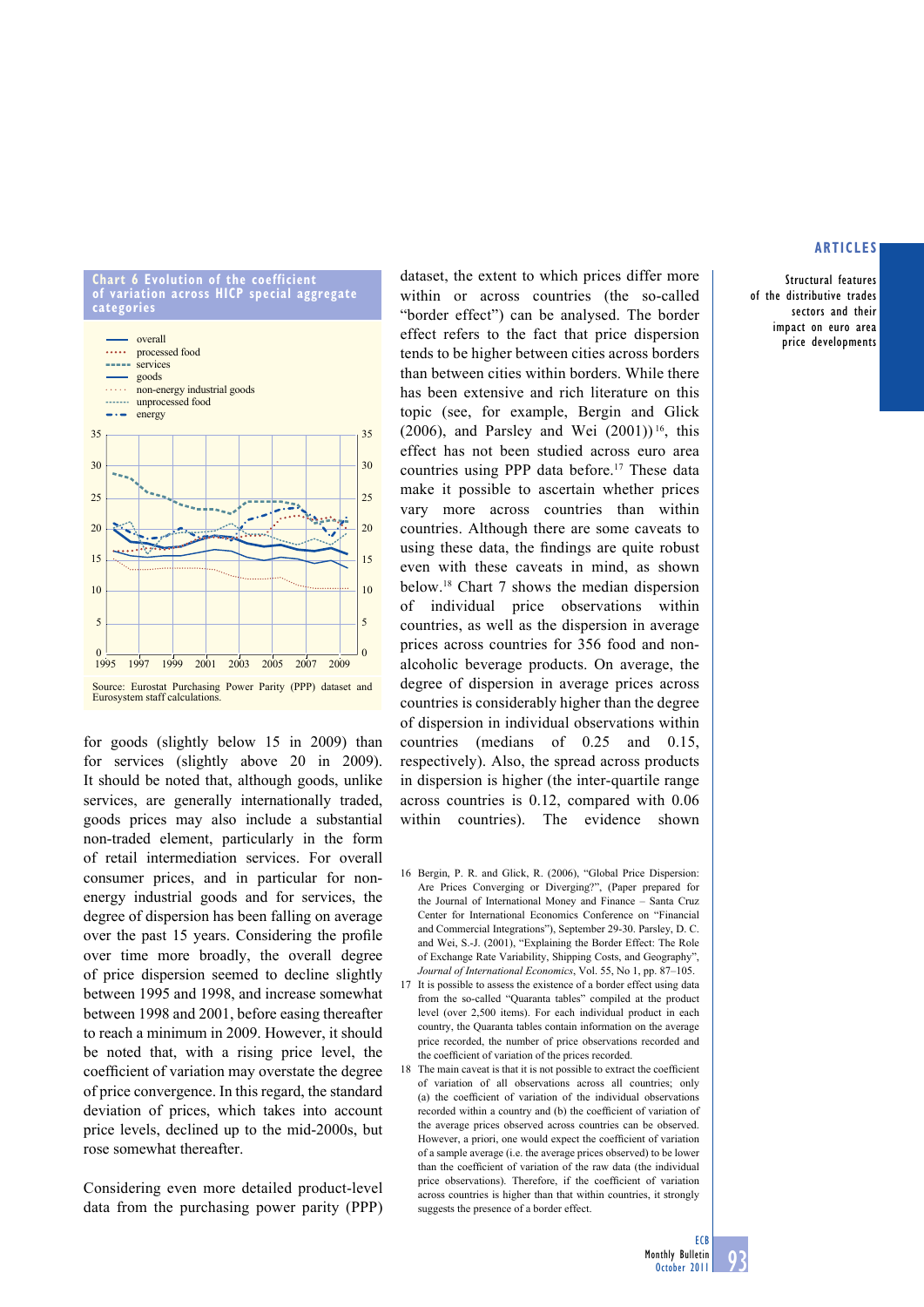**Chart 6 Evolution of the coefficient of variation across HICP special aggregate categories**

Source: Eurostat Purchasing Power Parity (PPP) dataset and Eurosystem staff calculations.

for goods (slightly below 15 in 2009) than for services (slightly above 20 in 2009). It should be noted that, although goods, unlike services, are generally internationally traded, goods prices may also include a substantial non-traded element, particularly in the form of retail intermediation services. For overall consumer prices, and in particular for non-energy industrial goods and for services, the degree of dispersion has been falling on average over the past 15 years. Considering the profile over time more broadly, the overall degree of price dispersion seemed to decline slightly between 1995 and 1998, and increase somewhat between 1998 and 2001, before easing thereafter to reach a minimum in 2009. However, it should be noted that, with a rising price level, the coefficient of variation may overstate the degree of price convergence. In this regard, the standard deviation of prices, which takes into account price levels, declined up to the mid-2000s, but rose somewhat thereafter.

Considering even more detailed product-level data from the purchasing power parity (PPP) dataset, the extent to which prices differ more within or across countries (the so-called "border effect") can be analysed. The border effect refers to the fact that price dispersion tends to be higher between cities across borders than between cities within borders. While there has been extensive and rich literature on this topic (see, for example, Bergin and Glick (2006), and Parsley and Wei (2001))[16], this effect has not been studied across euro area countries using PPP data before.[17] These data make it possible to ascertain whether prices vary more across countries than within countries. Although there are some caveats to using these data, the findings are quite robust even with these caveats in mind, as shown below.[18] Chart 7 shows the median dispersion of individual price observations within countries, as well as the dispersion in average prices across countries for 356 food and non-alcoholic beverage products. On average, the degree of dispersion in average prices across countries is considerably higher than the degree of dispersion in individual observations within countries (medians of 0.25 and 0.15, respectively). Also, the spread across products in dispersion is higher (the inter-quartile range across countries is 0.12, compared with 0.06 within countries). The evidence shown

16 Bergin, P. R. and Glick, R. (2006), "Global Price Dispersion: Are Prices Converging or Diverging?", (Paper prepared for the Journal of International Money and Finance – Santa Cruz Center for International Economics Conference on "Financial and Commercial Integrations"), September 29-30. Parsley, D. C. and Wei, S.-J. (2001), "Explaining the Border Effect: The Role of Exchange Rate Variability, Shipping Costs, and Geography", *Journal of International Economics*, Vol. 55, No 1, pp. 87–105.

17 It is possible to assess the existence of a border effect using data from the so-called "Quaranta tables" compiled at the product level (over 2,500 items). For each individual product in each country, the Quaranta tables contain information on the average price recorded, the number of price observations recorded and the coefficient of variation of the prices recorded.

18 The main caveat is that it is not possible to extract the coefficient of variation of all observations across all countries; only (a) the coefficient of variation of the individual observations recorded within a country and (b) the coefficient of variation of the average prices observed across countries can be observed. However, a priori, one would expect the coefficient of variation of a sample average (i.e. the average prices observed) to be lower than the coefficient of variation of the raw data (the individual price observations). Therefore, if the coefficient of variation across countries is higher than that within countries, it strongly suggests the presence of a border effect.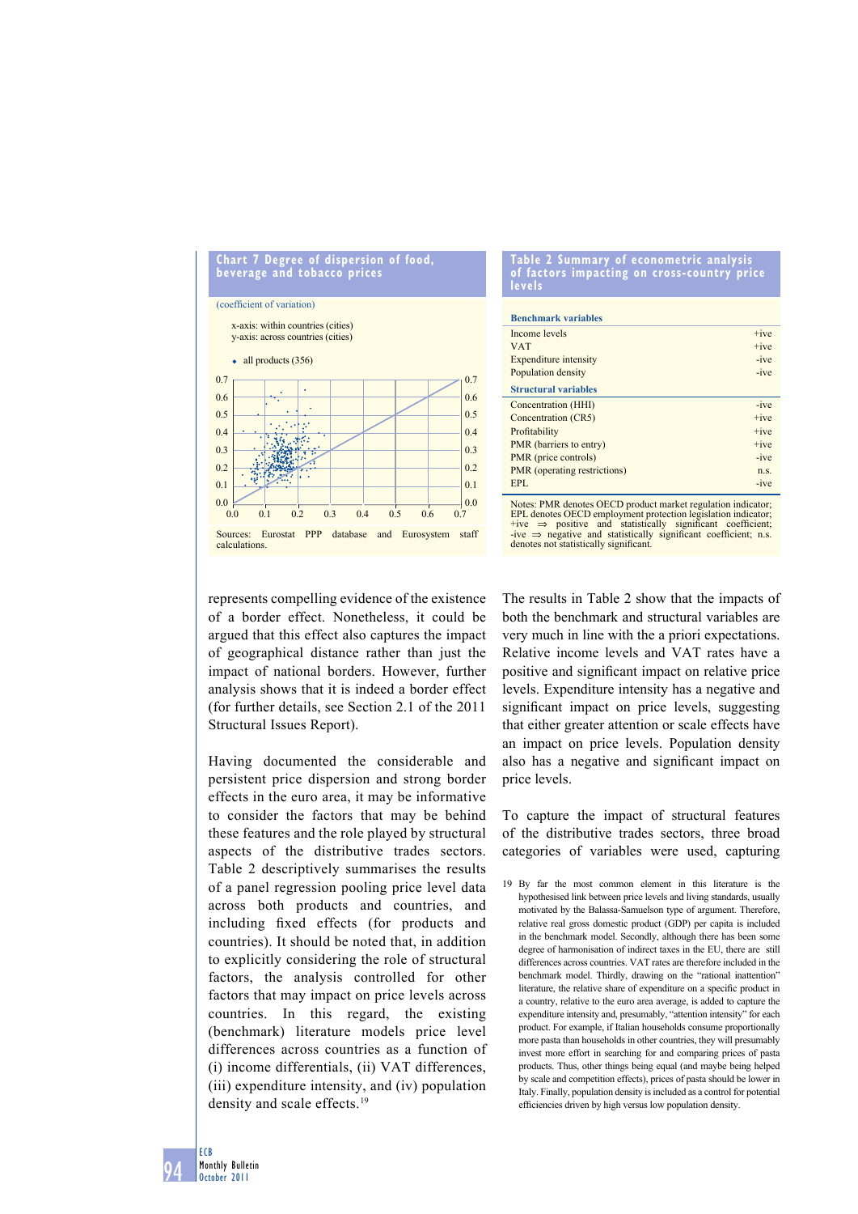**Chart 7 Degree of dispersion of food, beverage and tobacco prices**

(coefficient of variation)

x-axis: within countries (cities)
y-axis: across countries (cities)

- all products (356)

Sources: Eurostat PPP database and Eurosystem staff calculations.

**Table 2 Summary of econometric analysis of factors impacting on cross-country price levels**

| | |
|---|---|
| **Benchmark variables** | |
| Income levels | +ive |
| VAT | +ive |
| Expenditure intensity | -ive |
| Population density | -ive |
| **Structural variables** | |
| Concentration (HHI) | -ive |
| Concentration (CR5) | +ive |
| Profitability | +ive |
| PMR (barriers to entry) | +ive |
| PMR (price controls) | -ive |
| PMR (operating restrictions) | n.s. |
| EPL | -ive |

Notes: PMR denotes OECD product market regulation indicator; EPL denotes OECD employment protection legislation indicator; +ive ⇒ positive and statistically significant coefficient; -ive ⇒ negative and statistically significant coefficient; n.s. denotes not statistically significant.

represents compelling evidence of the existence of a border effect. Nonetheless, it could be argued that this effect also captures the impact of geographical distance rather than just the impact of national borders. However, further analysis shows that it is indeed a border effect (for further details, see Section 2.1 of the 2011 Structural Issues Report).

Having documented the considerable and persistent price dispersion and strong border effects in the euro area, it may be informative to consider the factors that may be behind these features and the role played by structural aspects of the distributive trades sectors. Table 2 descriptively summarises the results of a panel regression pooling price level data across both products and countries, and including fixed effects (for products and countries). It should be noted that, in addition to explicitly considering the role of structural factors, the analysis controlled for other factors that may impact on price levels across countries. In this regard, the existing (benchmark) literature models price level differences across countries as a function of (i) income differentials, (ii) VAT differences, (iii) expenditure intensity, and (iv) population density and scale effects.[19]

The results in Table 2 show that the impacts of both the benchmark and structural variables are very much in line with the a priori expectations. Relative income levels and VAT rates have a positive and significant impact on relative price levels. Expenditure intensity has a negative and significant impact on price levels, suggesting that either greater attention or scale effects have an impact on price levels. Population density also has a negative and significant impact on price levels.

To capture the impact of structural features of the distributive trades sectors, three broad categories of variables were used, capturing

19 By far the most common element in this literature is the hypothesised link between price levels and living standards, usually motivated by the Balassa-Samuelson type of argument. Therefore, relative real gross domestic product (GDP) per capita is included in the benchmark model. Secondly, although there has been some degree of harmonisation of indirect taxes in the EU, there are still differences across countries. VAT rates are therefore included in the benchmark model. Thirdly, drawing on the "rational inattention" literature, the relative share of expenditure on a specific product in a country, relative to the euro area average, is added to capture the expenditure intensity and, presumably, "attention intensity" for each product. For example, if Italian households consume proportionally more pasta than households in other countries, they will presumably invest more effort in searching for and comparing prices of pasta products. Thus, other things being equal (and maybe being helped by scale and competition effects), prices of pasta should be lower in Italy. Finally, population density is included as a control for potential efficiencies driven by high versus low population density.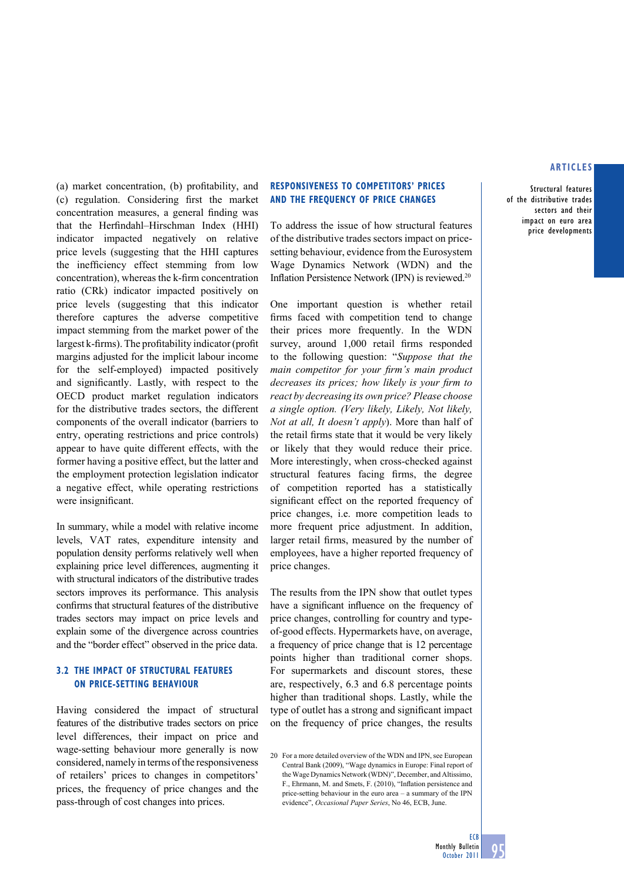(a) market concentration, (b) profitability, and (c) regulation. Considering first the market concentration measures, a general finding was that the Herfindahl–Hirschman Index (HHI) indicator impacted negatively on relative price levels (suggesting that the HHI captures the inefficiency effect stemming from low concentration), whereas the k-firm concentration ratio (CRk) indicator impacted positively on price levels (suggesting that this indicator therefore captures the adverse competitive impact stemming from the market power of the largest k-firms). The profitability indicator (profit margins adjusted for the implicit labour income for the self-employed) impacted positively and significantly. Lastly, with respect to the OECD product market regulation indicators for the distributive trades sectors, the different components of the overall indicator (barriers to entry, operating restrictions and price controls) appear to have quite different effects, with the former having a positive effect, but the latter and the employment protection legislation indicator a negative effect, while operating restrictions were insignificant.

In summary, while a model with relative income levels, VAT rates, expenditure intensity and population density performs relatively well when explaining price level differences, augmenting it with structural indicators of the distributive trades sectors improves its performance. This analysis confirms that structural features of the distributive trades sectors may impact on price levels and explain some of the divergence across countries and the "border effect" observed in the price data.

## 3.2 THE IMPACT OF STRUCTURAL FEATURES ON PRICE-SETTING BEHAVIOUR

Having considered the impact of structural features of the distributive trades sectors on price level differences, their impact on price and wage-setting behaviour more generally is now considered, namely in terms of the responsiveness of retailers' prices to changes in competitors' prices, the frequency of price changes and the pass-through of cost changes into prices.

### RESPONSIVENESS TO COMPETITORS' PRICES AND THE FREQUENCY OF PRICE CHANGES

To address the issue of how structural features of the distributive trades sectors impact on price-setting behaviour, evidence from the Eurosystem Wage Dynamics Network (WDN) and the Inflation Persistence Network (IPN) is reviewed.[20]

One important question is whether retail firms faced with competition tend to change their prices more frequently. In the WDN survey, around 1,000 retail firms responded to the following question: "*Suppose that the main competitor for your firm's main product decreases its prices; how likely is your firm to react by decreasing its own price? Please choose a single option. (Very likely, Likely, Not likely, Not at all, It doesn't apply*). More than half of the retail firms state that it would be very likely or likely that they would reduce their price. More interestingly, when cross-checked against structural features facing firms, the degree of competition reported has a statistically significant effect on the reported frequency of price changes, i.e. more competition leads to more frequent price adjustment. In addition, larger retail firms, measured by the number of employees, have a higher reported frequency of price changes.

The results from the IPN show that outlet types have a significant influence on the frequency of price changes, controlling for country and type-of-good effects. Hypermarkets have, on average, a frequency of price change that is 12 percentage points higher than traditional corner shops. For supermarkets and discount stores, these are, respectively, 6.3 and 6.8 percentage points higher than traditional shops. Lastly, while the type of outlet has a strong and significant impact on the frequency of price changes, the results

20 For a more detailed overview of the WDN and IPN, see European Central Bank (2009), "Wage dynamics in Europe: Final report of the Wage Dynamics Network (WDN)", December, and Altissimo, F., Ehrmann, M. and Smets, F. (2010), "Inflation persistence and price-setting behaviour in the euro area – a summary of the IPN evidence", *Occasional Paper Series*, No 46, ECB, June.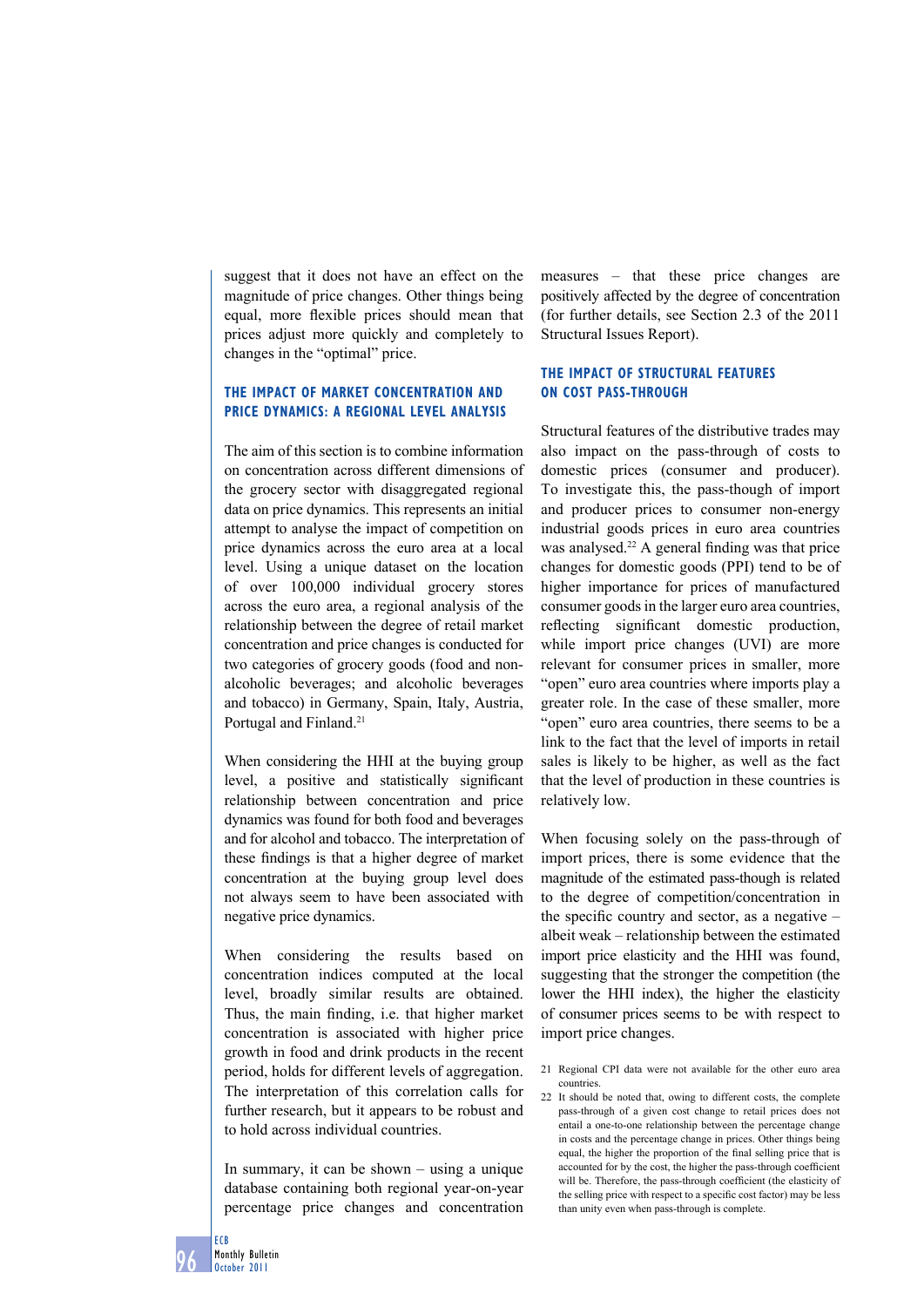suggest that it does not have an effect on the magnitude of price changes. Other things being equal, more flexible prices should mean that prices adjust more quickly and completely to changes in the "optimal" price.

### THE IMPACT OF MARKET CONCENTRATION AND PRICE DYNAMICS: A REGIONAL LEVEL ANALYSIS

The aim of this section is to combine information on concentration across different dimensions of the grocery sector with disaggregated regional data on price dynamics. This represents an initial attempt to analyse the impact of competition on price dynamics across the euro area at a local level. Using a unique dataset on the location of over 100,000 individual grocery stores across the euro area, a regional analysis of the relationship between the degree of retail market concentration and price changes is conducted for two categories of grocery goods (food and non-alcoholic beverages; and alcoholic beverages and tobacco) in Germany, Spain, Italy, Austria, Portugal and Finland.[21]

When considering the HHI at the buying group level, a positive and statistically significant relationship between concentration and price dynamics was found for both food and beverages and for alcohol and tobacco. The interpretation of these findings is that a higher degree of market concentration at the buying group level does not always seem to have been associated with negative price dynamics.

When considering the results based on concentration indices computed at the local level, broadly similar results are obtained. Thus, the main finding, i.e. that higher market concentration is associated with higher price growth in food and drink products in the recent period, holds for different levels of aggregation. The interpretation of this correlation calls for further research, but it appears to be robust and to hold across individual countries.

In summary, it can be shown – using a unique database containing both regional year-on-year percentage price changes and concentration measures – that these price changes are positively affected by the degree of concentration (for further details, see Section 2.3 of the 2011 Structural Issues Report).

### THE IMPACT OF STRUCTURAL FEATURES ON COST PASS-THROUGH

Structural features of the distributive trades may also impact on the pass-through of costs to domestic prices (consumer and producer). To investigate this, the pass-though of import and producer prices to consumer non-energy industrial goods prices in euro area countries was analysed.[22] A general finding was that price changes for domestic goods (PPI) tend to be of higher importance for prices of manufactured consumer goods in the larger euro area countries, reflecting significant domestic production, while import price changes (UVI) are more relevant for consumer prices in smaller, more "open" euro area countries where imports play a greater role. In the case of these smaller, more "open" euro area countries, there seems to be a link to the fact that the level of imports in retail sales is likely to be higher, as well as the fact that the level of production in these countries is relatively low.

When focusing solely on the pass-through of import prices, there is some evidence that the magnitude of the estimated pass-though is related to the degree of competition/concentration in the specific country and sector, as a negative – albeit weak – relationship between the estimated import price elasticity and the HHI was found, suggesting that the stronger the competition (the lower the HHI index), the higher the elasticity of consumer prices seems to be with respect to import price changes.

21 Regional CPI data were not available for the other euro area countries.

22 It should be noted that, owing to different costs, the complete pass-through of a given cost change to retail prices does not entail a one-to-one relationship between the percentage change in costs and the percentage change in prices. Other things being equal, the higher the proportion of the final selling price that is accounted for by the cost, the higher the pass-through coefficient will be. Therefore, the pass-through coefficient (the elasticity of the selling price with respect to a specific cost factor) may be less than unity even when pass-through is complete.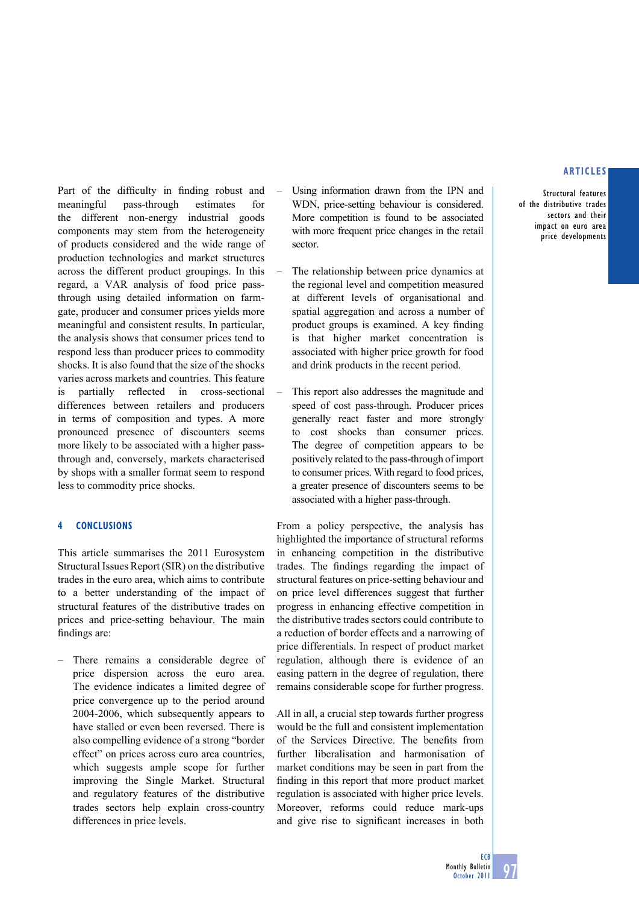Part of the difficulty in finding robust and meaningful pass-through estimates for the different non-energy industrial goods components may stem from the heterogeneity of products considered and the wide range of production technologies and market structures across the different product groupings. In this regard, a VAR analysis of food price pass-through using detailed information on farm-gate, producer and consumer prices yields more meaningful and consistent results. In particular, the analysis shows that consumer prices tend to respond less than producer prices to commodity shocks. It is also found that the size of the shocks varies across markets and countries. This feature is partially reflected in cross-sectional differences between retailers and producers in terms of composition and types. A more pronounced presence of discounters seems more likely to be associated with a higher pass-through and, conversely, markets characterised by shops with a smaller format seem to respond less to commodity price shocks.

## 4 CONCLUSIONS

This article summarises the 2011 Eurosystem Structural Issues Report (SIR) on the distributive trades in the euro area, which aims to contribute to a better understanding of the impact of structural features of the distributive trades on prices and price-setting behaviour. The main findings are:

– There remains a considerable degree of price dispersion across the euro area. The evidence indicates a limited degree of price convergence up to the period around 2004-2006, which subsequently appears to have stalled or even been reversed. There is also compelling evidence of a strong "border effect" on prices across euro area countries, which suggests ample scope for further improving the Single Market. Structural and regulatory features of the distributive trades sectors help explain cross-country differences in price levels.

– Using information drawn from the IPN and WDN, price-setting behaviour is considered. More competition is found to be associated with more frequent price changes in the retail sector.

– The relationship between price dynamics at the regional level and competition measured at different levels of organisational and spatial aggregation and across a number of product groups is examined. A key finding is that higher market concentration is associated with higher price growth for food and drink products in the recent period.

– This report also addresses the magnitude and speed of cost pass-through. Producer prices generally react faster and more strongly to cost shocks than consumer prices. The degree of competition appears to be positively related to the pass-through of import to consumer prices. With regard to food prices, a greater presence of discounters seems to be associated with a higher pass-through.

From a policy perspective, the analysis has highlighted the importance of structural reforms in enhancing competition in the distributive trades. The findings regarding the impact of structural features on price-setting behaviour and on price level differences suggest that further progress in enhancing effective competition in the distributive trades sectors could contribute to a reduction of border effects and a narrowing of price differentials. In respect of product market regulation, although there is evidence of an easing pattern in the degree of regulation, there remains considerable scope for further progress.

All in all, a crucial step towards further progress would be the full and consistent implementation of the Services Directive. The benefits from further liberalisation and harmonisation of market conditions may be seen in part from the finding in this report that more product market regulation is associated with higher price levels. Moreover, reforms could reduce mark-ups and give rise to significant increases in both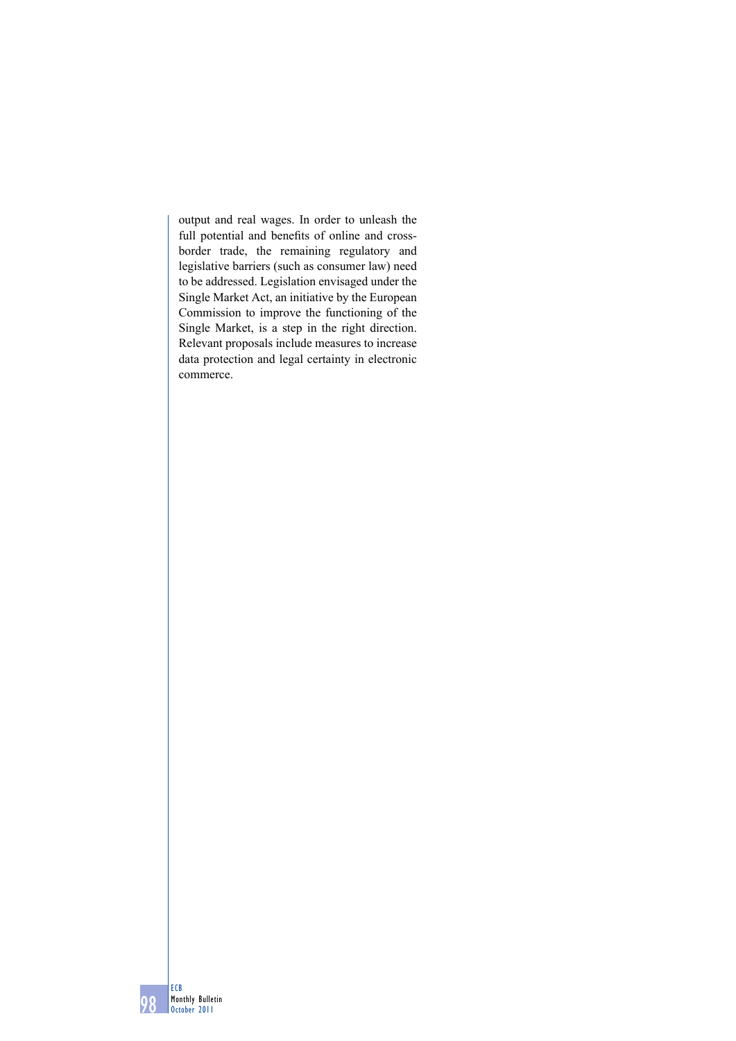output and real wages. In order to unleash the full potential and benefits of online and cross-border trade, the remaining regulatory and legislative barriers (such as consumer law) need to be addressed. Legislation envisaged under the Single Market Act, an initiative by the European Commission to improve the functioning of the Single Market, is a step in the right direction. Relevant proposals include measures to increase data protection and legal certainty in electronic commerce.